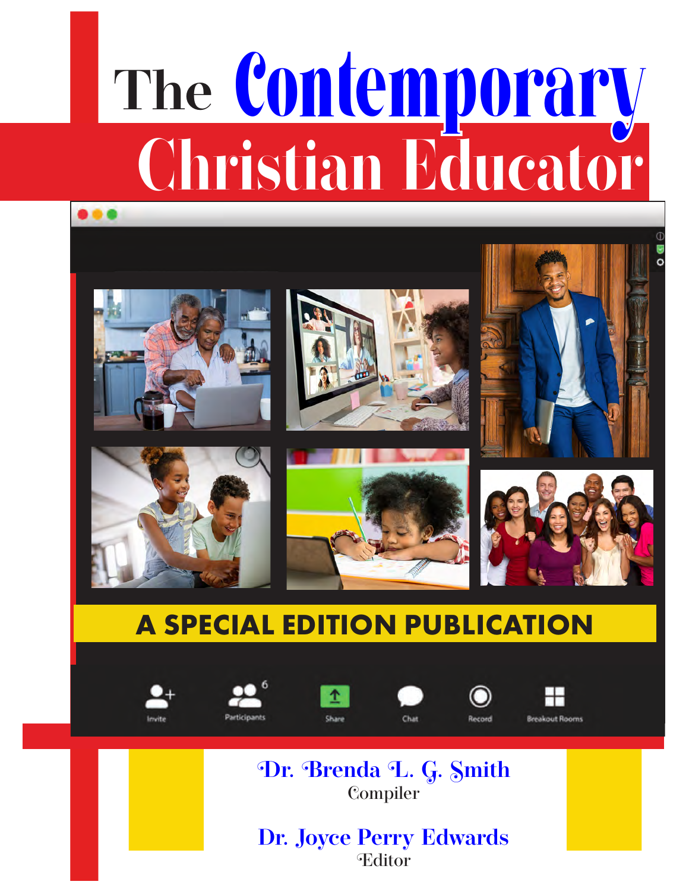# The Contemporary Christian Educator

A SPECIAL EDITION PUBLICATION

Invite Participants Share Chat Record Breakout Rooms

**Dr. Brenda L. G. Smith**
Compiler

**Dr. Joyce Perry Edwards**
Editor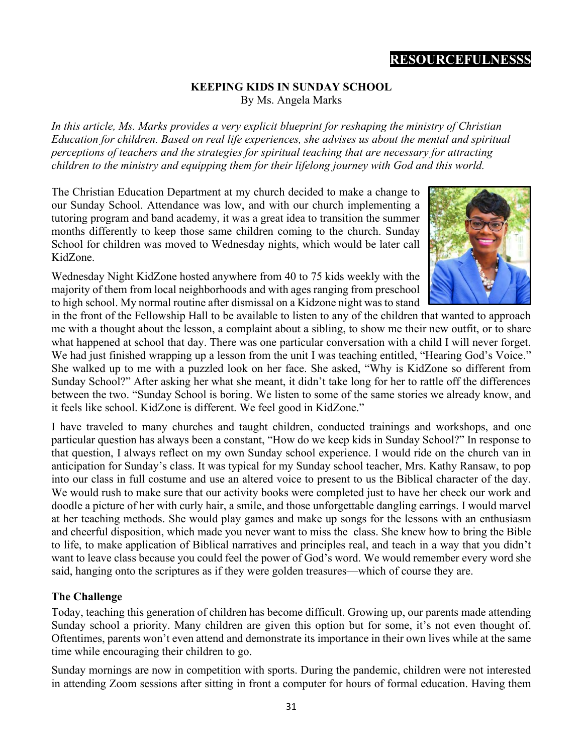## RESOURCEFULNESSS

### KEEPING KIDS IN SUNDAY SCHOOL

By Ms. Angela Marks

*In this article, Ms. Marks provides a very explicit blueprint for reshaping the ministry of Christian Education for children. Based on real life experiences, she advises us about the mental and spiritual perceptions of teachers and the strategies for spiritual teaching that are necessary for attracting children to the ministry and equipping them for their lifelong journey with God and this world.*

The Christian Education Department at my church decided to make a change to our Sunday School. Attendance was low, and with our church implementing a tutoring program and band academy, it was a great idea to transition the summer months differently to keep those same children coming to the church. Sunday School for children was moved to Wednesday nights, which would be later call KidZone.

Wednesday Night KidZone hosted anywhere from 40 to 75 kids weekly with the majority of them from local neighborhoods and with ages ranging from preschool to high school. My normal routine after dismissal on a Kidzone night was to stand in the front of the Fellowship Hall to be available to listen to any of the children that wanted to approach me with a thought about the lesson, a complaint about a sibling, to show me their new outfit, or to share what happened at school that day. There was one particular conversation with a child I will never forget. We had just finished wrapping up a lesson from the unit I was teaching entitled, "Hearing God's Voice." She walked up to me with a puzzled look on her face. She asked, "Why is KidZone so different from Sunday School?" After asking her what she meant, it didn't take long for her to rattle off the differences between the two. "Sunday School is boring. We listen to some of the same stories we already know, and it feels like school. KidZone is different. We feel good in KidZone."

I have traveled to many churches and taught children, conducted trainings and workshops, and one particular question has always been a constant, "How do we keep kids in Sunday School?" In response to that question, I always reflect on my own Sunday school experience. I would ride on the church van in anticipation for Sunday's class. It was typical for my Sunday school teacher, Mrs. Kathy Ransaw, to pop into our class in full costume and use an altered voice to present to us the Biblical character of the day. We would rush to make sure that our activity books were completed just to have her check our work and doodle a picture of her with curly hair, a smile, and those unforgettable dangling earrings. I would marvel at her teaching methods. She would play games and make up songs for the lessons with an enthusiasm and cheerful disposition, which made you never want to miss the class. She knew how to bring the Bible to life, to make application of Biblical narratives and principles real, and teach in a way that you didn't want to leave class because you could feel the power of God's word. We would remember every word she said, hanging onto the scriptures as if they were golden treasures—which of course they are.

### The Challenge

Today, teaching this generation of children has become difficult. Growing up, our parents made attending Sunday school a priority. Many children are given this option but for some, it's not even thought of. Oftentimes, parents won't even attend and demonstrate its importance in their own lives while at the same time while encouraging their children to go.

Sunday mornings are now in competition with sports. During the pandemic, children were not interested in attending Zoom sessions after sitting in front a computer for hours of formal education. Having them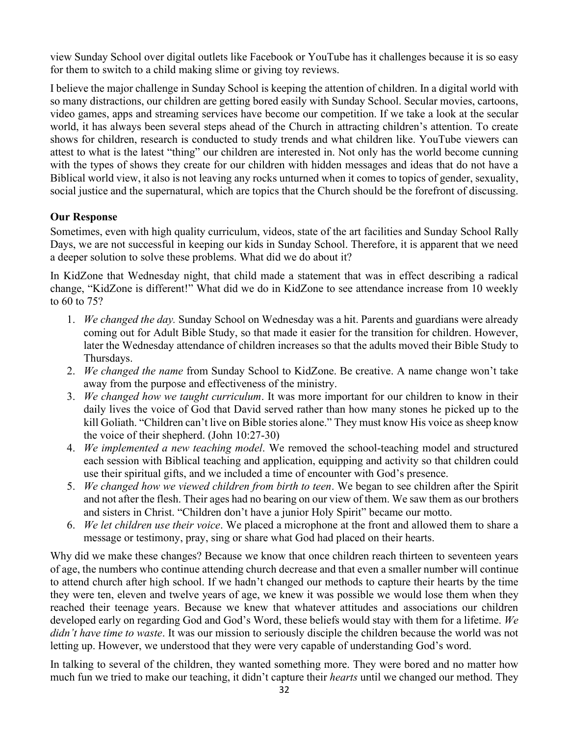view Sunday School over digital outlets like Facebook or YouTube has it challenges because it is so easy for them to switch to a child making slime or giving toy reviews.

I believe the major challenge in Sunday School is keeping the attention of children. In a digital world with so many distractions, our children are getting bored easily with Sunday School. Secular movies, cartoons, video games, apps and streaming services have become our competition. If we take a look at the secular world, it has always been several steps ahead of the Church in attracting children's attention. To create shows for children, research is conducted to study trends and what children like. YouTube viewers can attest to what is the latest "thing" our children are interested in. Not only has the world become cunning with the types of shows they create for our children with hidden messages and ideas that do not have a Biblical world view, it also is not leaving any rocks unturned when it comes to topics of gender, sexuality, social justice and the supernatural, which are topics that the Church should be the forefront of discussing.

**Our Response**

Sometimes, even with high quality curriculum, videos, state of the art facilities and Sunday School Rally Days, we are not successful in keeping our kids in Sunday School. Therefore, it is apparent that we need a deeper solution to solve these problems. What did we do about it?

In KidZone that Wednesday night, that child made a statement that was in effect describing a radical change, "KidZone is different!" What did we do in KidZone to see attendance increase from 10 weekly to 60 to 75?

1. *We changed the day.* Sunday School on Wednesday was a hit. Parents and guardians were already coming out for Adult Bible Study, so that made it easier for the transition for children. However, later the Wednesday attendance of children increases so that the adults moved their Bible Study to Thursdays.
2. *We changed the name* from Sunday School to KidZone. Be creative. A name change won't take away from the purpose and effectiveness of the ministry.
3. *We changed how we taught curriculum*. It was more important for our children to know in their daily lives the voice of God that David served rather than how many stones he picked up to the kill Goliath. "Children can't live on Bible stories alone." They must know His voice as sheep know the voice of their shepherd. (John 10:27-30)
4. *We implemented a new teaching model*. We removed the school-teaching model and structured each session with Biblical teaching and application, equipping and activity so that children could use their spiritual gifts, and we included a time of encounter with God's presence.
5. *We changed how we viewed children from birth to teen*. We began to see children after the Spirit and not after the flesh. Their ages had no bearing on our view of them. We saw them as our brothers and sisters in Christ. "Children don't have a junior Holy Spirit" became our motto.
6. *We let children use their voice*. We placed a microphone at the front and allowed them to share a message or testimony, pray, sing or share what God had placed on their hearts.

Why did we make these changes? Because we know that once children reach thirteen to seventeen years of age, the numbers who continue attending church decrease and that even a smaller number will continue to attend church after high school. If we hadn't changed our methods to capture their hearts by the time they were ten, eleven and twelve years of age, we knew it was possible we would lose them when they reached their teenage years. Because we knew that whatever attitudes and associations our children developed early on regarding God and God's Word, these beliefs would stay with them for a lifetime. *We didn't have time to waste*. It was our mission to seriously disciple the children because the world was not letting up. However, we understood that they were very capable of understanding God's word.

In talking to several of the children, they wanted something more. They were bored and no matter how much fun we tried to make our teaching, it didn't capture their *hearts* until we changed our method. They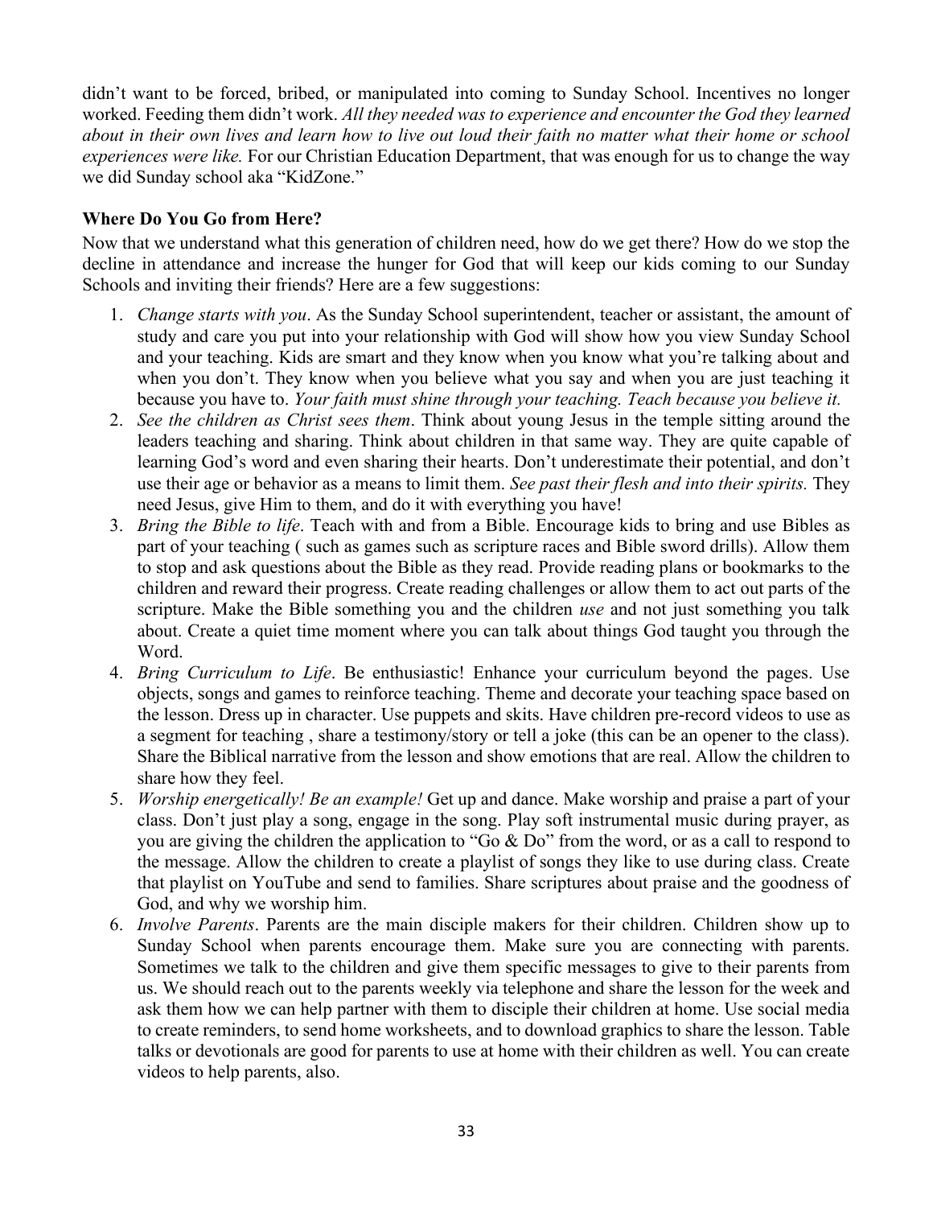didn't want to be forced, bribed, or manipulated into coming to Sunday School. Incentives no longer worked. Feeding them didn't work. *All they needed was to experience and encounter the God they learned about in their own lives and learn how to live out loud their faith no matter what their home or school experiences were like.* For our Christian Education Department, that was enough for us to change the way we did Sunday school aka "KidZone."

**Where Do You Go from Here?**

Now that we understand what this generation of children need, how do we get there? How do we stop the decline in attendance and increase the hunger for God that will keep our kids coming to our Sunday Schools and inviting their friends? Here are a few suggestions:

1. *Change starts with you*. As the Sunday School superintendent, teacher or assistant, the amount of study and care you put into your relationship with God will show how you view Sunday School and your teaching. Kids are smart and they know when you know what you're talking about and when you don't. They know when you believe what you say and when you are just teaching it because you have to. *Your faith must shine through your teaching. Teach because you believe it.*
2. *See the children as Christ sees them*. Think about young Jesus in the temple sitting around the leaders teaching and sharing. Think about children in that same way. They are quite capable of learning God's word and even sharing their hearts. Don't underestimate their potential, and don't use their age or behavior as a means to limit them. *See past their flesh and into their spirits.* They need Jesus, give Him to them, and do it with everything you have!
3. *Bring the Bible to life*. Teach with and from a Bible. Encourage kids to bring and use Bibles as part of your teaching ( such as games such as scripture races and Bible sword drills). Allow them to stop and ask questions about the Bible as they read. Provide reading plans or bookmarks to the children and reward their progress. Create reading challenges or allow them to act out parts of the scripture. Make the Bible something you and the children *use* and not just something you talk about. Create a quiet time moment where you can talk about things God taught you through the Word.
4. *Bring Curriculum to Life*. Be enthusiastic! Enhance your curriculum beyond the pages. Use objects, songs and games to reinforce teaching. Theme and decorate your teaching space based on the lesson. Dress up in character. Use puppets and skits. Have children pre-record videos to use as a segment for teaching , share a testimony/story or tell a joke (this can be an opener to the class). Share the Biblical narrative from the lesson and show emotions that are real. Allow the children to share how they feel.
5. *Worship energetically! Be an example!* Get up and dance. Make worship and praise a part of your class. Don't just play a song, engage in the song. Play soft instrumental music during prayer, as you are giving the children the application to "Go & Do" from the word, or as a call to respond to the message. Allow the children to create a playlist of songs they like to use during class. Create that playlist on YouTube and send to families. Share scriptures about praise and the goodness of God, and why we worship him.
6. *Involve Parents*. Parents are the main disciple makers for their children. Children show up to Sunday School when parents encourage them. Make sure you are connecting with parents. Sometimes we talk to the children and give them specific messages to give to their parents from us. We should reach out to the parents weekly via telephone and share the lesson for the week and ask them how we can help partner with them to disciple their children at home. Use social media to create reminders, to send home worksheets, and to download graphics to share the lesson. Table talks or devotionals are good for parents to use at home with their children as well. You can create videos to help parents, also.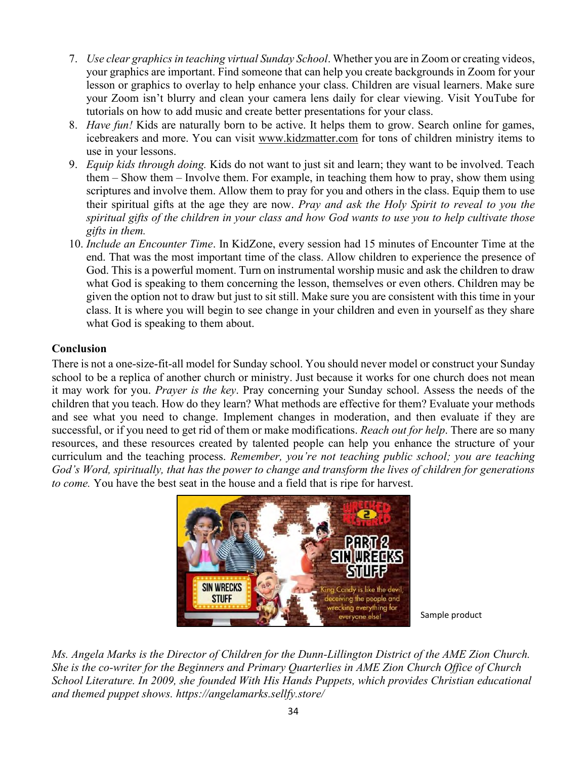7. *Use clear graphics in teaching virtual Sunday School*. Whether you are in Zoom or creating videos, your graphics are important. Find someone that can help you create backgrounds in Zoom for your lesson or graphics to overlay to help enhance your class. Children are visual learners. Make sure your Zoom isn't blurry and clean your camera lens daily for clear viewing. Visit YouTube for tutorials on how to add music and create better presentations for your class.
8. *Have fun!* Kids are naturally born to be active. It helps them to grow. Search online for games, icebreakers and more. You can visit www.kidzmatter.com for tons of children ministry items to use in your lessons.
9. *Equip kids through doing.* Kids do not want to just sit and learn; they want to be involved. Teach them – Show them – Involve them. For example, in teaching them how to pray, show them using scriptures and involve them. Allow them to pray for you and others in the class. Equip them to use their spiritual gifts at the age they are now. *Pray and ask the Holy Spirit to reveal to you the spiritual gifts of the children in your class and how God wants to use you to help cultivate those gifts in them.*
10. *Include an Encounter Time*. In KidZone, every session had 15 minutes of Encounter Time at the end. That was the most important time of the class. Allow children to experience the presence of God. This is a powerful moment. Turn on instrumental worship music and ask the children to draw what God is speaking to them concerning the lesson, themselves or even others. Children may be given the option not to draw but just to sit still. Make sure you are consistent with this time in your class. It is where you will begin to see change in your children and even in yourself as they share what God is speaking to them about.

**Conclusion**

There is not a one-size-fit-all model for Sunday school. You should never model or construct your Sunday school to be a replica of another church or ministry. Just because it works for one church does not mean it may work for you. *Prayer is the key*. Pray concerning your Sunday school. Assess the needs of the children that you teach. How do they learn? What methods are effective for them? Evaluate your methods and see what you need to change. Implement changes in moderation, and then evaluate if they are successful, or if you need to get rid of them or make modifications. *Reach out for help*. There are so many resources, and these resources created by talented people can help you enhance the structure of your curriculum and the teaching process. *Remember, you're not teaching public school; you are teaching God's Word, spiritually, that has the power to change and transform the lives of children for generations to come.* You have the best seat in the house and a field that is ripe for harvest.

Sample product

*Ms. Angela Marks is the Director of Children for the Dunn-Lillington District of the AME Zion Church. She is the co-writer for the Beginners and Primary Quarterlies in AME Zion Church Office of Church School Literature. In 2009, she founded With His Hands Puppets, which provides Christian educational and themed puppet shows. https://angelamarks.sellfy.store/*